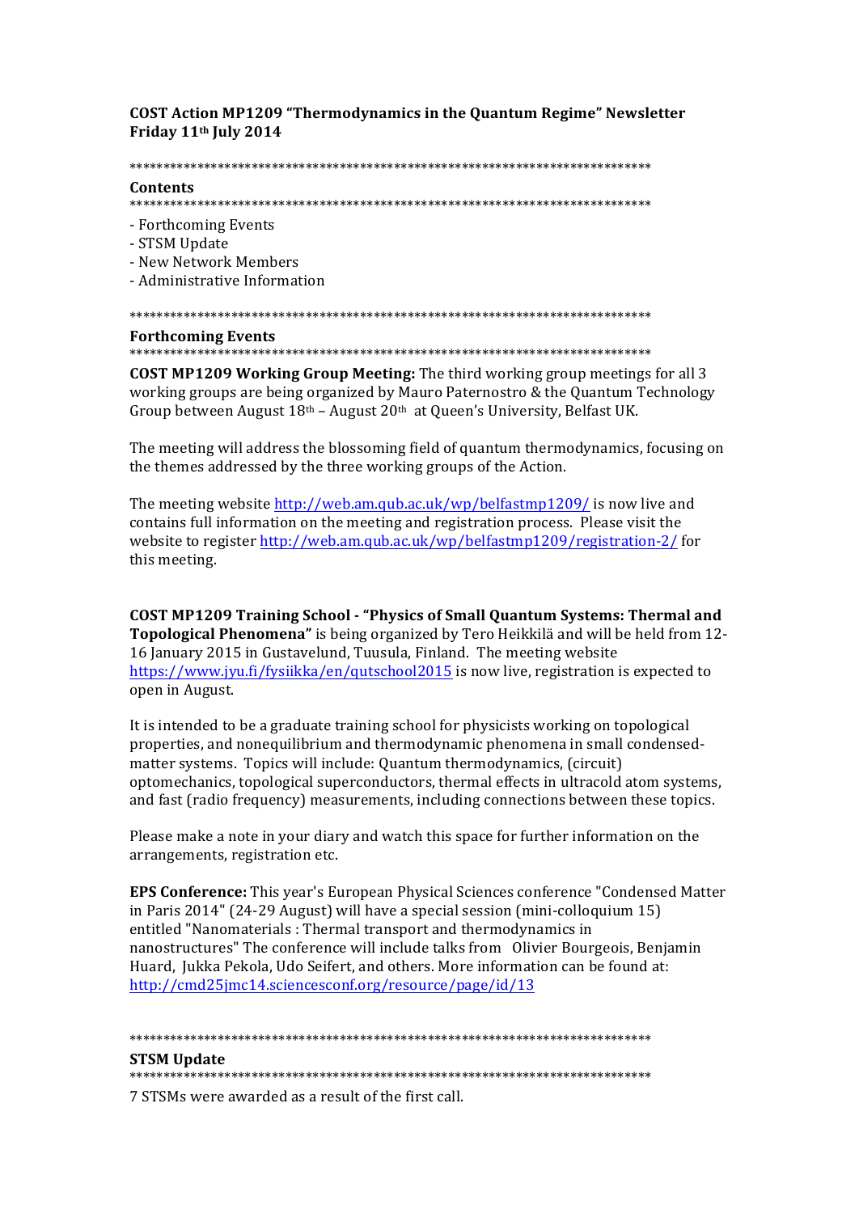**COST Action MP1209 "Thermodynamics in the Quantum Regime" Newsletter**
**Friday 11th July 2014**

******************************************************************************
**Contents**
******************************************************************************

- Forthcoming Events
- STSM Update
- New Network Members
- Administrative Information

******************************************************************************
**Forthcoming Events**
******************************************************************************

**COST MP1209 Working Group Meeting:** The third working group meetings for all 3 working groups are being organized by Mauro Paternostro & the Quantum Technology Group between August 18th – August 20th at Queen's University, Belfast UK.

The meeting will address the blossoming field of quantum thermodynamics, focusing on the themes addressed by the three working groups of the Action.

The meeting website http://web.am.qub.ac.uk/wp/belfastmp1209/ is now live and contains full information on the meeting and registration process. Please visit the website to register http://web.am.qub.ac.uk/wp/belfastmp1209/registration-2/ for this meeting.

**COST MP1209 Training School - "Physics of Small Quantum Systems: Thermal and Topological Phenomena"** is being organized by Tero Heikkilä and will be held from 12-16 January 2015 in Gustavelund, Tuusula, Finland. The meeting website https://www.jyu.fi/fysiikka/en/qutschool2015 is now live, registration is expected to open in August.

It is intended to be a graduate training school for physicists working on topological properties, and nonequilibrium and thermodynamic phenomena in small condensed-matter systems. Topics will include: Quantum thermodynamics, (circuit) optomechanics, topological superconductors, thermal effects in ultracold atom systems, and fast (radio frequency) measurements, including connections between these topics.

Please make a note in your diary and watch this space for further information on the arrangements, registration etc.

**EPS Conference:** This year's European Physical Sciences conference "Condensed Matter in Paris 2014" (24-29 August) will have a special session (mini-colloquium 15) entitled "Nanomaterials : Thermal transport and thermodynamics in nanostructures" The conference will include talks from Olivier Bourgeois, Benjamin Huard, Jukka Pekola, Udo Seifert, and others. More information can be found at: http://cmd25jmc14.sciencesconf.org/resource/page/id/13

******************************************************************************
**STSM Update**
******************************************************************************

7 STSMs were awarded as a result of the first call.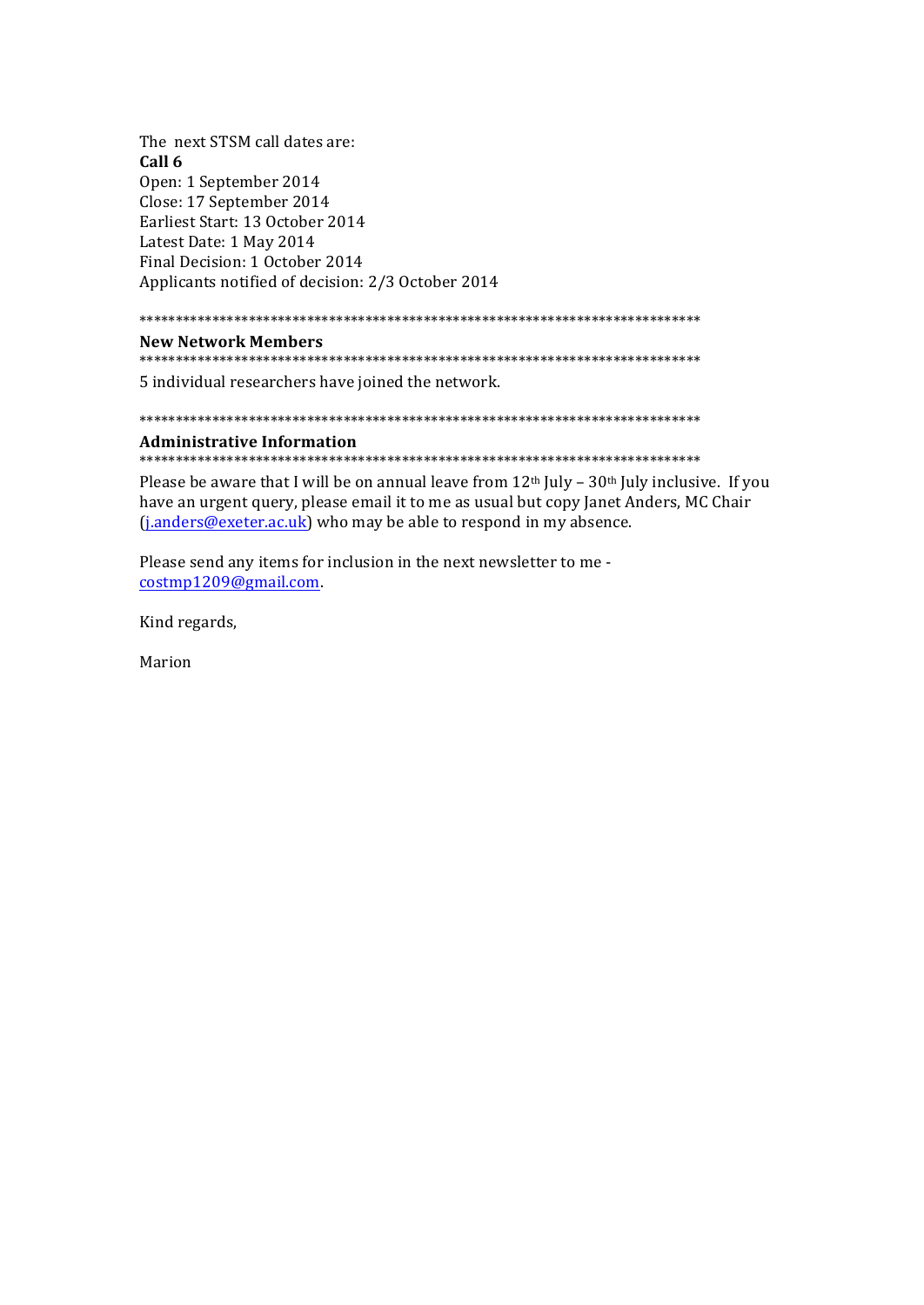The next STSM call dates are:
**Call 6**
Open: 1 September 2014
Close: 17 September 2014
Earliest Start: 13 October 2014
Latest Date: 1 May 2014
Final Decision: 1 October 2014
Applicants notified of decision: 2/3 October 2014

*******************************************************************************
**New Network Members**
*******************************************************************************

5 individual researchers have joined the network.

*******************************************************************************
**Administrative Information**
*******************************************************************************

Please be aware that I will be on annual leave from 12th July – 30th July inclusive. If you have an urgent query, please email it to me as usual but copy Janet Anders, MC Chair (j.anders@exeter.ac.uk) who may be able to respond in my absence.

Please send any items for inclusion in the next newsletter to me - costmp1209@gmail.com.

Kind regards,

Marion